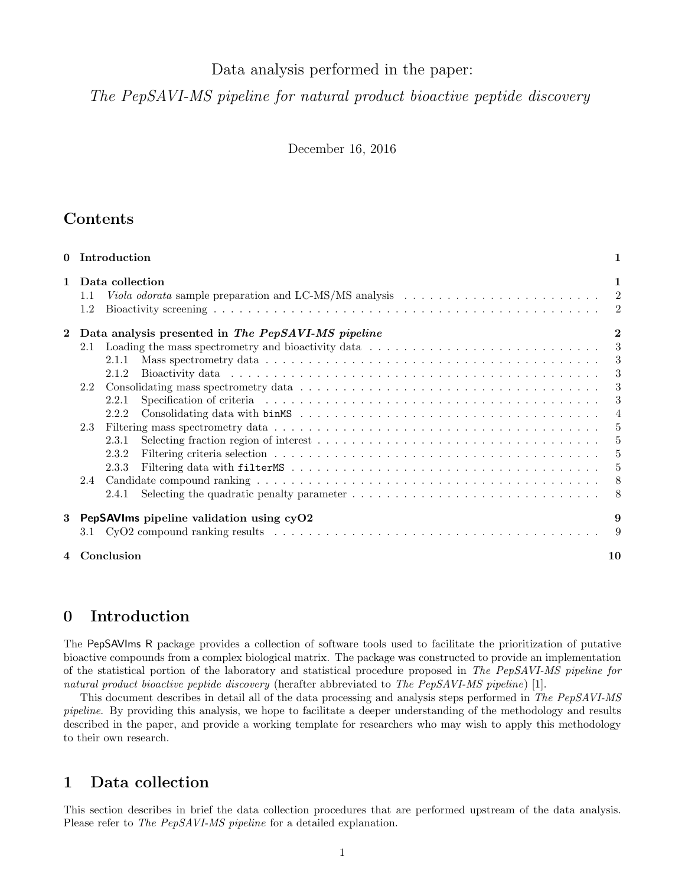Data analysis performed in the paper:

*The PepSAVI-MS pipeline for natural product bioactive peptide discovery*

December 16, 2016

# Contents

| | | |
|---|---|---|
| **0** | **Introduction** | **1** |
| **1** | **Data collection** | **1** |
| 1.1 | *Viola odorata* sample preparation and LC-MS/MS analysis | 2 |
| 1.2 | Bioactivity screening | 2 |
| **2** | **Data analysis presented in *The PepSAVI-MS pipeline*** | **2** |
| 2.1 | Loading the mass spectrometry and bioactivity data | 3 |
| 2.1.1 | Mass spectrometry data | 3 |
| 2.1.2 | Bioactivity data | 3 |
| 2.2 | Consolidating mass spectrometry data | 3 |
| 2.2.1 | Specification of criteria | 3 |
| 2.2.2 | Consolidating data with `binMS` | 4 |
| 2.3 | Filtering mass spectrometry data | 5 |
| 2.3.1 | Selecting fraction region of interest | 5 |
| 2.3.2 | Filtering criteria selection | 5 |
| 2.3.3 | Filtering data with `filterMS` | 5 |
| 2.4 | Candidate compound ranking | 8 |
| 2.4.1 | Selecting the quadratic penalty parameter | 8 |
| **3** | **PepSAVIms pipeline validation using cyO2** | **9** |
| 3.1 | CyO2 compound ranking results | 9 |
| **4** | **Conclusion** | **10** |

# 0 Introduction

The PepSAVIms R package provides a collection of software tools used to facilitate the prioritization of putative bioactive compounds from a complex biological matrix. The package was constructed to provide an implementation of the statistical portion of the laboratory and statistical procedure proposed in *The PepSAVI-MS pipeline for natural product bioactive peptide discovery* (herafter abbreviated to *The PepSAVI-MS pipeline*) [1].

This document describes in detail all of the data processing and analysis steps performed in *The PepSAVI-MS pipeline*. By providing this analysis, we hope to facilitate a deeper understanding of the methodology and results described in the paper, and provide a working template for researchers who may wish to apply this methodology to their own research.

# 1 Data collection

This section describes in brief the data collection procedures that are performed upstream of the data analysis. Please refer to *The PepSAVI-MS pipeline* for a detailed explanation.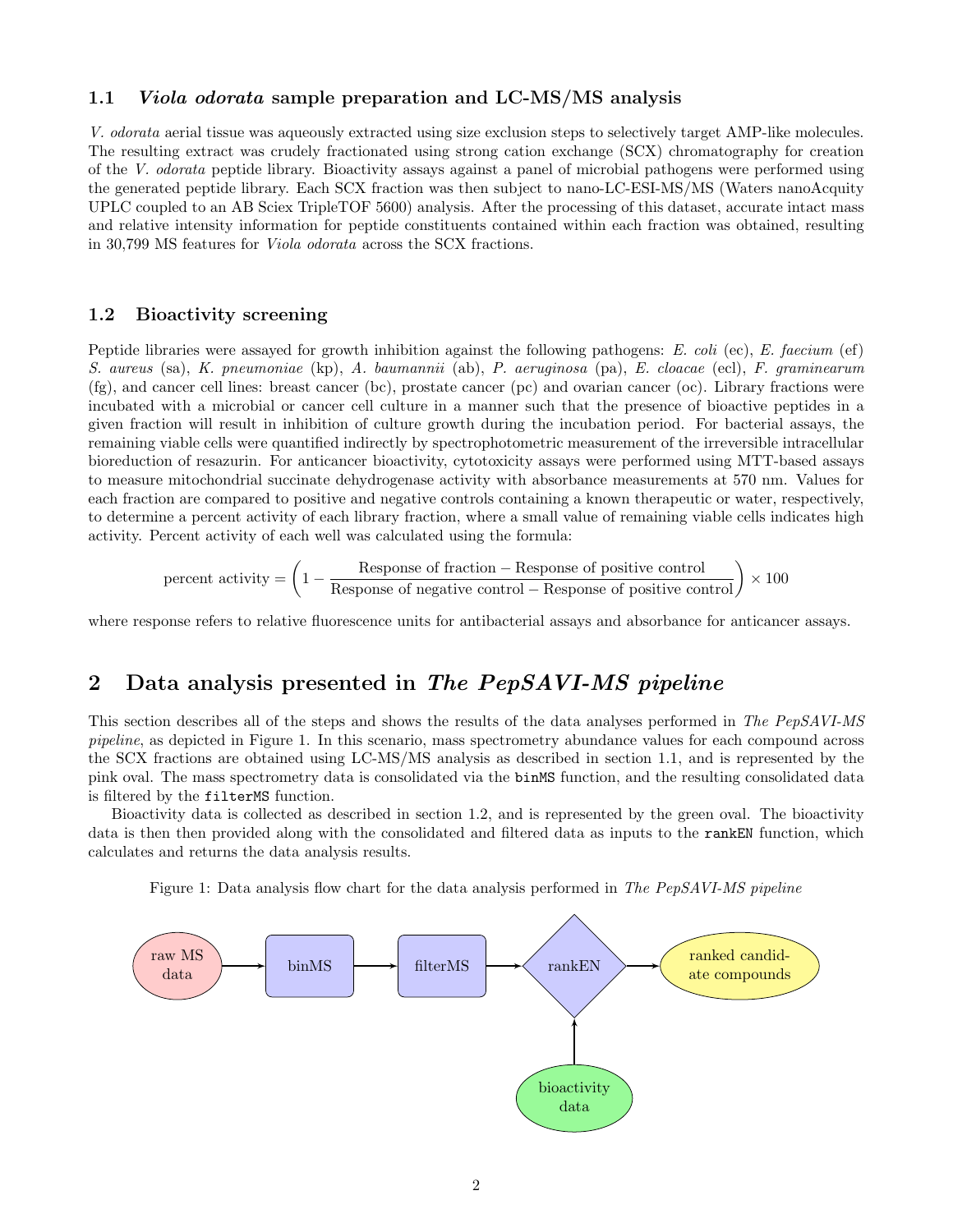### 1.1 *Viola odorata* sample preparation and LC-MS/MS analysis

*V. odorata* aerial tissue was aqueously extracted using size exclusion steps to selectively target AMP-like molecules. The resulting extract was crudely fractionated using strong cation exchange (SCX) chromatography for creation of the *V. odorata* peptide library. Bioactivity assays against a panel of microbial pathogens were performed using the generated peptide library. Each SCX fraction was then subject to nano-LC-ESI-MS/MS (Waters nanoAcquity UPLC coupled to an AB Sciex TripleTOF 5600) analysis. After the processing of this dataset, accurate intact mass and relative intensity information for peptide constituents contained within each fraction was obtained, resulting in 30,799 MS features for *Viola odorata* across the SCX fractions.

### 1.2 Bioactivity screening

Peptide libraries were assayed for growth inhibition against the following pathogens: *E. coli* (ec), *E. faecium* (ef) *S. aureus* (sa), *K. pneumoniae* (kp), *A. baumannii* (ab), *P. aeruginosa* (pa), *E. cloacae* (ecl), *F. graminearum* (fg), and cancer cell lines: breast cancer (bc), prostate cancer (pc) and ovarian cancer (oc). Library fractions were incubated with a microbial or cancer cell culture in a manner such that the presence of bioactive peptides in a given fraction will result in inhibition of culture growth during the incubation period. For bacterial assays, the remaining viable cells were quantified indirectly by spectrophotometric measurement of the irreversible intracellular bioreduction of resazurin. For anticancer bioactivity, cytotoxicity assays were performed using MTT-based assays to measure mitochondrial succinate dehydrogenase activity with absorbance measurements at 570 nm. Values for each fraction are compared to positive and negative controls containing a known therapeutic or water, respectively, to determine a percent activity of each library fraction, where a small value of remaining viable cells indicates high activity. Percent activity of each well was calculated using the formula:

$$\text{percent activity} = \left(1 - \frac{\text{Response of fraction} - \text{Response of positive control}}{\text{Response of negative control} - \text{Response of positive control}}\right) \times 100$$

where response refers to relative fluorescence units for antibacterial assays and absorbance for anticancer assays.

## 2 Data analysis presented in *The PepSAVI-MS pipeline*

This section describes all of the steps and shows the results of the data analyses performed in *The PepSAVI-MS pipeline*, as depicted in Figure 1. In this scenario, mass spectrometry abundance values for each compound across the SCX fractions are obtained using LC-MS/MS analysis as described in section 1.1, and is represented by the pink oval. The mass spectrometry data is consolidated via the `binMS` function, and the resulting consolidated data is filtered by the `filterMS` function.

Bioactivity data is collected as described in section 1.2, and is represented by the green oval. The bioactivity data is then then provided along with the consolidated and filtered data as inputs to the `rankEN` function, which calculates and returns the data analysis results.

Figure 1: Data analysis flow chart for the data analysis performed in *The PepSAVI-MS pipeline*

raw MS data → binMS → filterMS → rankEN → ranked candidate compounds

bioactivity data → rankEN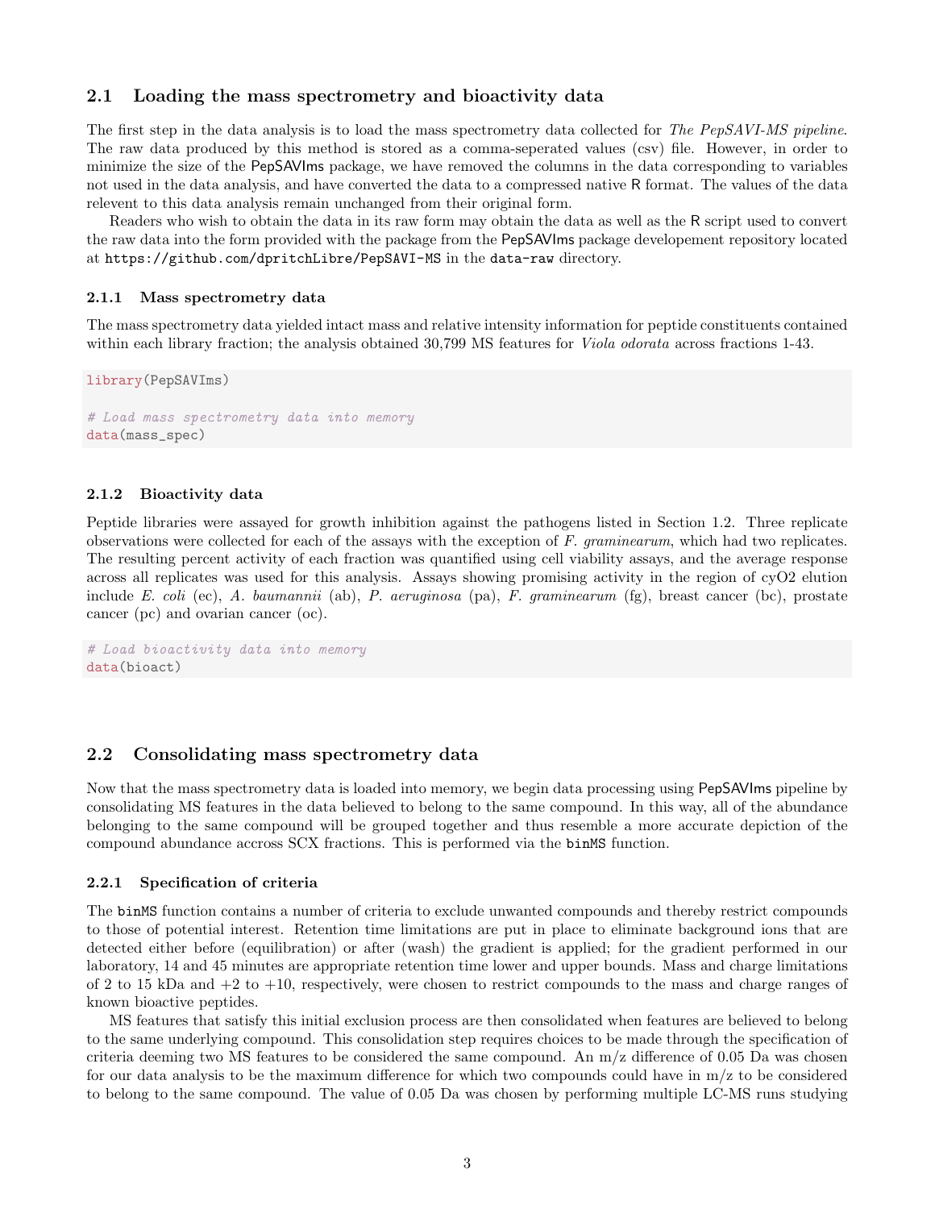## 2.1 Loading the mass spectrometry and bioactivity data

The first step in the data analysis is to load the mass spectrometry data collected for *The PepSAVI-MS pipeline*. The raw data produced by this method is stored as a comma-seperated values (csv) file. However, in order to minimize the size of the PepSAVIms package, we have removed the columns in the data corresponding to variables not used in the data analysis, and have converted the data to a compressed native R format. The values of the data relevent to this data analysis remain unchanged from their original form.

Readers who wish to obtain the data in its raw form may obtain the data as well as the R script used to convert the raw data into the form provided with the package from the PepSAVIms package developement repository located at `https://github.com/dpritchLibre/PepSAVI-MS` in the `data-raw` directory.

### 2.1.1 Mass spectrometry data

The mass spectrometry data yielded intact mass and relative intensity information for peptide constituents contained within each library fraction; the analysis obtained 30,799 MS features for *Viola odorata* across fractions 1-43.

```
library(PepSAVIms)

# Load mass spectrometry data into memory
data(mass_spec)
```

### 2.1.2 Bioactivity data

Peptide libraries were assayed for growth inhibition against the pathogens listed in Section 1.2. Three replicate observations were collected for each of the assays with the exception of *F. graminearum*, which had two replicates. The resulting percent activity of each fraction was quantified using cell viability assays, and the average response across all replicates was used for this analysis. Assays showing promising activity in the region of cyO2 elution include *E. coli* (ec), *A. baumannii* (ab), *P. aeruginosa* (pa), *F. graminearum* (fg), breast cancer (bc), prostate cancer (pc) and ovarian cancer (oc).

```
# Load bioactivity data into memory
data(bioact)
```

## 2.2 Consolidating mass spectrometry data

Now that the mass spectrometry data is loaded into memory, we begin data processing using PepSAVIms pipeline by consolidating MS features in the data believed to belong to the same compound. In this way, all of the abundance belonging to the same compound will be grouped together and thus resemble a more accurate depiction of the compound abundance accross SCX fractions. This is performed via the `binMS` function.

### 2.2.1 Specification of criteria

The `binMS` function contains a number of criteria to exclude unwanted compounds and thereby restrict compounds to those of potential interest. Retention time limitations are put in place to eliminate background ions that are detected either before (equilibration) or after (wash) the gradient is applied; for the gradient performed in our laboratory, 14 and 45 minutes are appropriate retention time lower and upper bounds. Mass and charge limitations of 2 to 15 kDa and +2 to +10, respectively, were chosen to restrict compounds to the mass and charge ranges of known bioactive peptides.

MS features that satisfy this initial exclusion process are then consolidated when features are believed to belong to the same underlying compound. This consolidation step requires choices to be made through the specification of criteria deeming two MS features to be considered the same compound. An m/z difference of 0.05 Da was chosen for our data analysis to be the maximum difference for which two compounds could have in m/z to be considered to belong to the same compound. The value of 0.05 Da was chosen by performing multiple LC-MS runs studying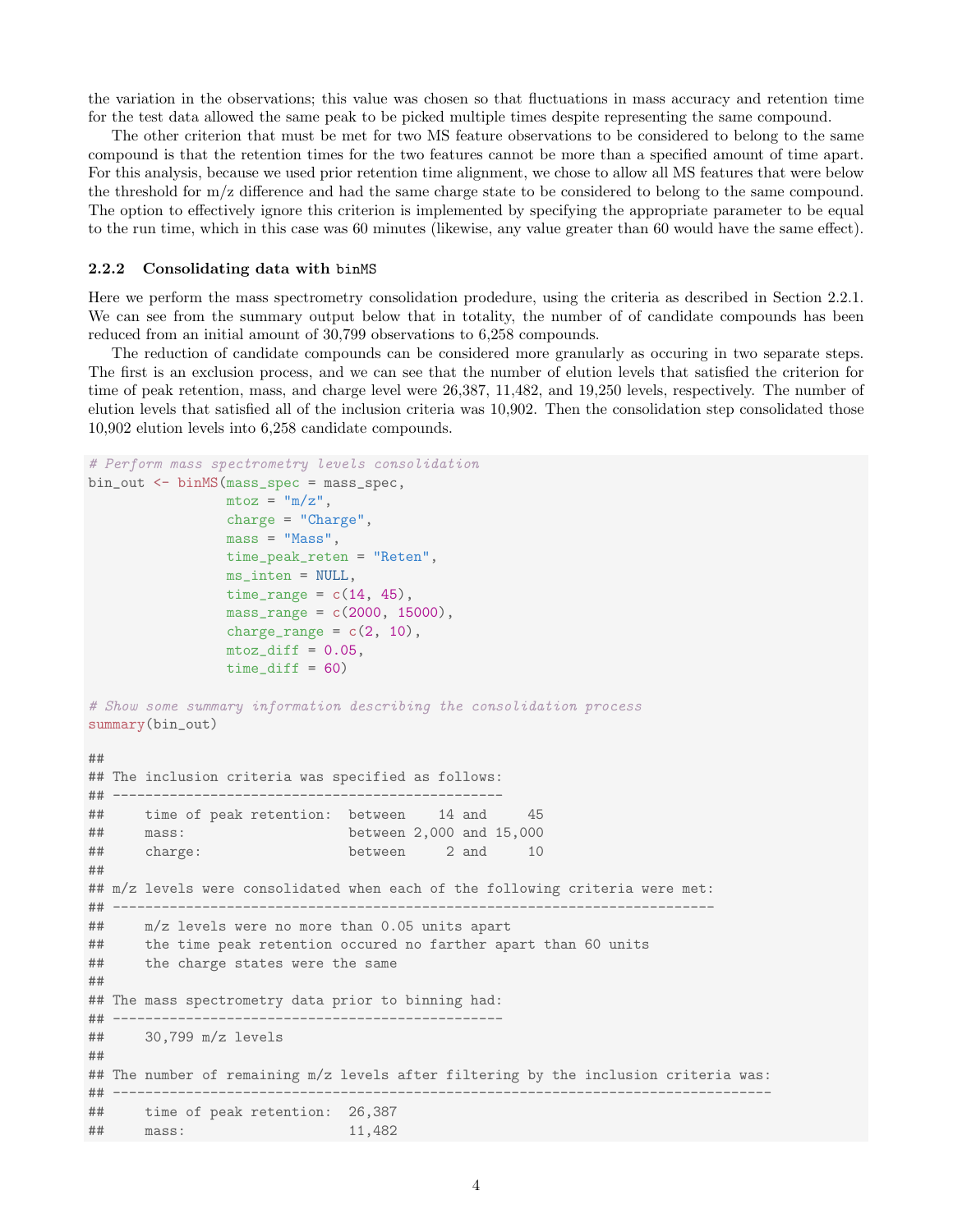the variation in the observations; this value was chosen so that fluctuations in mass accuracy and retention time for the test data allowed the same peak to be picked multiple times despite representing the same compound.

The other criterion that must be met for two MS feature observations to be considered to belong to the same compound is that the retention times for the two features cannot be more than a specified amount of time apart. For this analysis, because we used prior retention time alignment, we chose to allow all MS features that were below the threshold for m/z difference and had the same charge state to be considered to belong to the same compound. The option to effectively ignore this criterion is implemented by specifying the appropriate parameter to be equal to the run time, which in this case was 60 minutes (likewise, any value greater than 60 would have the same effect).

### 2.2.2 Consolidating data with `binMS`

Here we perform the mass spectrometry consolidation prodedure, using the criteria as described in Section 2.2.1. We can see from the summary output below that in totality, the number of of candidate compounds has been reduced from an initial amount of 30,799 observations to 6,258 compounds.

The reduction of candidate compounds can be considered more granularly as occuring in two separate steps. The first is an exclusion process, and we can see that the number of elution levels that satisfied the criterion for time of peak retention, mass, and charge level were 26,387, 11,482, and 19,250 levels, respectively. The number of elution levels that satisfied all of the inclusion criteria was 10,902. Then the consolidation step consolidated those 10,902 elution levels into 6,258 candidate compounds.

```
# Perform mass spectrometry levels consolidation
bin_out <- binMS(mass_spec = mass_spec,
                 mtoz = "m/z",
                 charge = "Charge",
                 mass = "Mass",
                 time_peak_reten = "Reten",
                 ms_inten = NULL,
                 time_range = c(14, 45),
                 mass_range = c(2000, 15000),
                 charge_range = c(2, 10),
                 mtoz_diff = 0.05,
                 time_diff = 60)

# Show some summary information describing the consolidation process
summary(bin_out)

##
## The inclusion criteria was specified as follows:
## -----------------------------------------------
##     time of peak retention:  between    14 and     45
##     mass:                    between 2,000 and 15,000
##     charge:                  between     2 and     10
##
## m/z levels were consolidated when each of the following criteria were met:
## --------------------------------------------------------------------------
##     m/z levels were no more than 0.05 units apart
##     the time peak retention occured no farther apart than 60 units
##     the charge states were the same
##
## The mass spectrometry data prior to binning had:
## -----------------------------------------------
##     30,799 m/z levels
##
## The number of remaining m/z levels after filtering by the inclusion criteria was:
## ---------------------------------------------------------------------------------
##     time of peak retention:  26,387
##     mass:                    11,482
```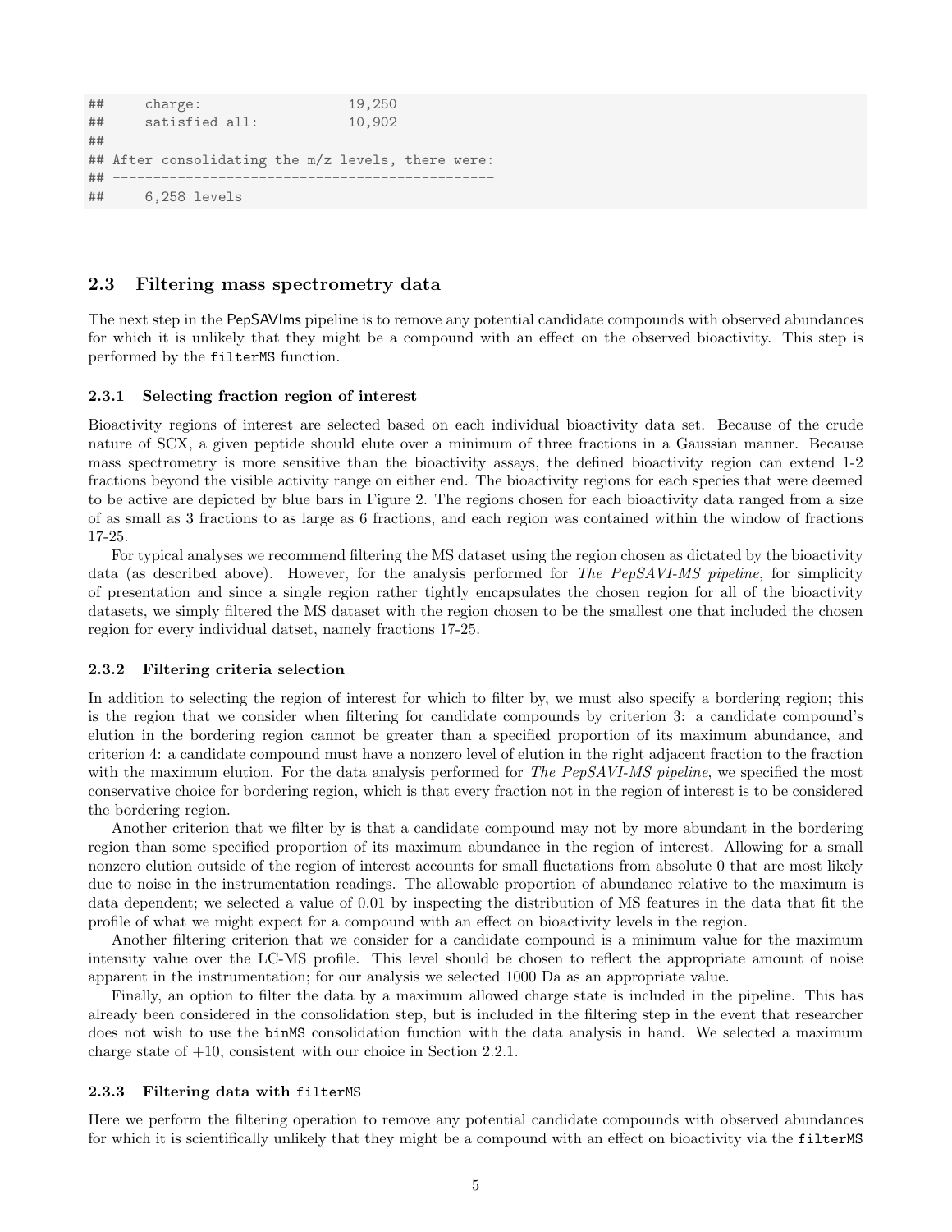```
##     charge:                  19,250
##     satisfied all:           10,902
##
## After consolidating the m/z levels, there were:
## ------------------------------------------------
##     6,258 levels
```

## 2.3 Filtering mass spectrometry data

The next step in the PepSAVIms pipeline is to remove any potential candidate compounds with observed abundances for which it is unlikely that they might be a compound with an effect on the observed bioactivity. This step is performed by the `filterMS` function.

### 2.3.1 Selecting fraction region of interest

Bioactivity regions of interest are selected based on each individual bioactivity data set. Because of the crude nature of SCX, a given peptide should elute over a minimum of three fractions in a Gaussian manner. Because mass spectrometry is more sensitive than the bioactivity assays, the defined bioactivity region can extend 1-2 fractions beyond the visible activity range on either end. The bioactivity regions for each species that were deemed to be active are depicted by blue bars in Figure 2. The regions chosen for each bioactivity data ranged from a size of as small as 3 fractions to as large as 6 fractions, and each region was contained within the window of fractions 17-25.

For typical analyses we recommend filtering the MS dataset using the region chosen as dictated by the bioactivity data (as described above). However, for the analysis performed for *The PepSAVI-MS pipeline*, for simplicity of presentation and since a single region rather tightly encapsulates the chosen region for all of the bioactivity datasets, we simply filtered the MS dataset with the region chosen to be the smallest one that included the chosen region for every individual datset, namely fractions 17-25.

### 2.3.2 Filtering criteria selection

In addition to selecting the region of interest for which to filter by, we must also specify a bordering region; this is the region that we consider when filtering for candidate compounds by criterion 3: a candidate compound's elution in the bordering region cannot be greater than a specified proportion of its maximum abundance, and criterion 4: a candidate compound must have a nonzero level of elution in the right adjacent fraction to the fraction with the maximum elution. For the data analysis performed for *The PepSAVI-MS pipeline*, we specified the most conservative choice for bordering region, which is that every fraction not in the region of interest is to be considered the bordering region.

Another criterion that we filter by is that a candidate compound may not by more abundant in the bordering region than some specified proportion of its maximum abundance in the region of interest. Allowing for a small nonzero elution outside of the region of interest accounts for small fluctations from absolute 0 that are most likely due to noise in the instrumentation readings. The allowable proportion of abundance relative to the maximum is data dependent; we selected a value of 0.01 by inspecting the distribution of MS features in the data that fit the profile of what we might expect for a compound with an effect on bioactivity levels in the region.

Another filtering criterion that we consider for a candidate compound is a minimum value for the maximum intensity value over the LC-MS profile. This level should be chosen to reflect the appropriate amount of noise apparent in the instrumentation; for our analysis we selected 1000 Da as an appropriate value.

Finally, an option to filter the data by a maximum allowed charge state is included in the pipeline. This has already been considered in the consolidation step, but is included in the filtering step in the event that researcher does not wish to use the `binMS` consolidation function with the data analysis in hand. We selected a maximum charge state of +10, consistent with our choice in Section 2.2.1.

### 2.3.3 Filtering data with `filterMS`

Here we perform the filtering operation to remove any potential candidate compounds with observed abundances for which it is scientifically unlikely that they might be a compound with an effect on bioactivity via the `filterMS`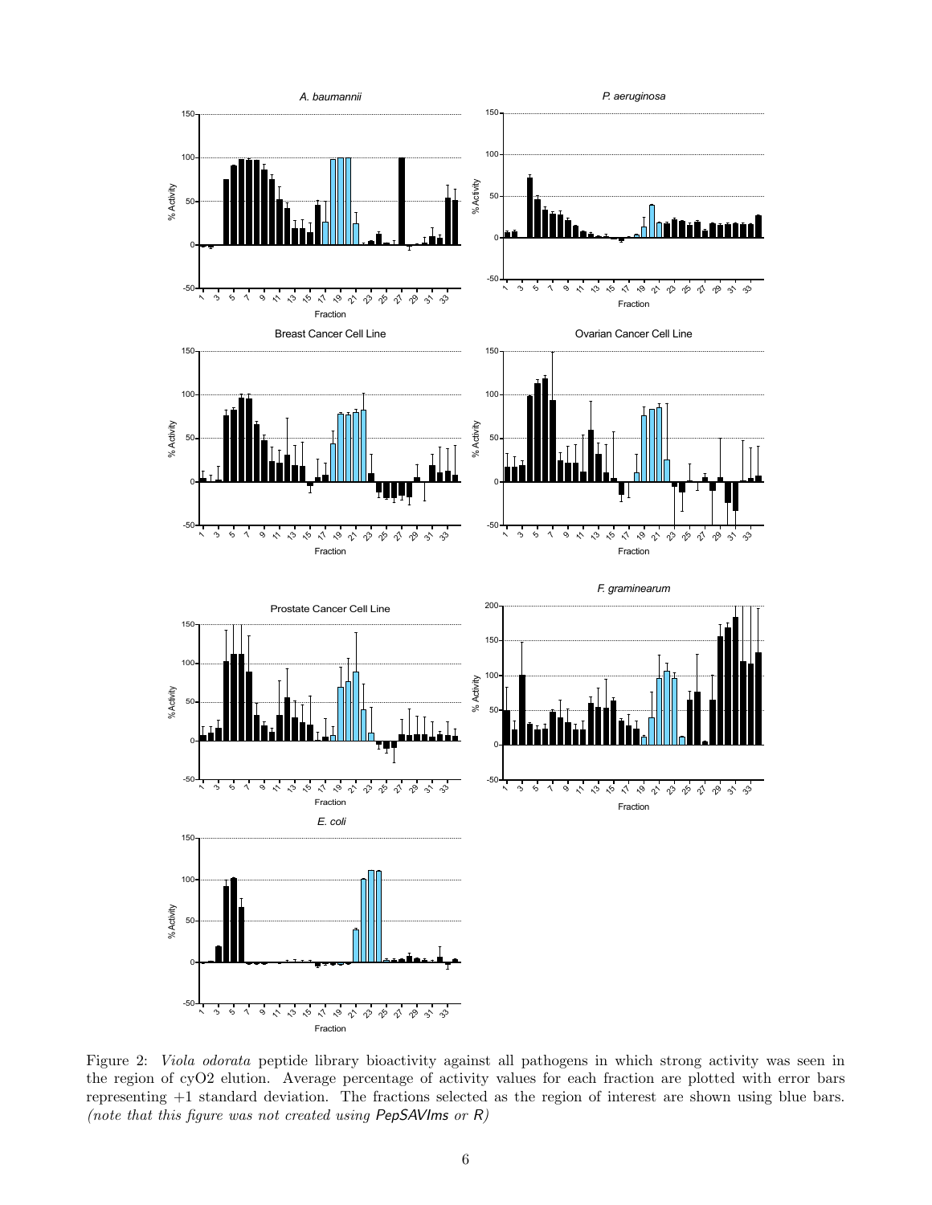Figure 2: *Viola odorata* peptide library bioactivity against all pathogens in which strong activity was seen in the region of cyO2 elution. Average percentage of activity values for each fraction are plotted with error bars representing +1 standard deviation. The fractions selected as the region of interest are shown using blue bars. *(note that this figure was not created using PepSAVIms or R)*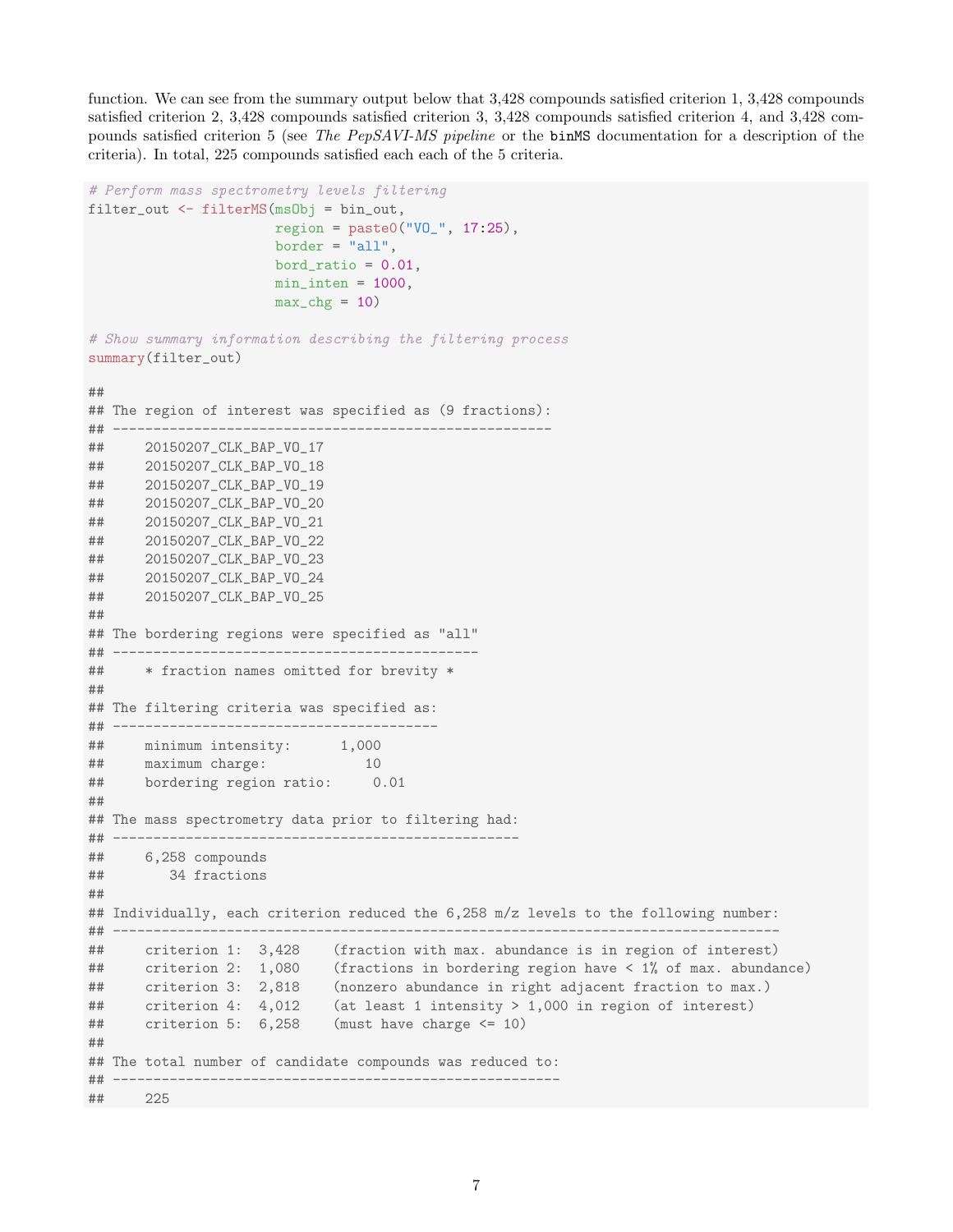function. We can see from the summary output below that 3,428 compounds satisfied criterion 1, 3,428 compounds satisfied criterion 2, 3,428 compounds satisfied criterion 3, 3,428 compounds satisfied criterion 4, and 3,428 compounds satisfied criterion 5 (see *The PepSAVI-MS pipeline* or the `binMS` documentation for a description of the criteria). In total, 225 compounds satisfied each each of the 5 criteria.

```
# Perform mass spectrometry levels filtering
filter_out <- filterMS(msObj = bin_out,
                       region = paste0("VO_", 17:25),
                       border = "all",
                       bord_ratio = 0.01,
                       min_inten = 1000,
                       max_chg = 10)

# Show summary information describing the filtering process
summary(filter_out)

##
## The region of interest was specified as (9 fractions):
## ------------------------------------------------------
##     20150207_CLK_BAP_VO_17
##     20150207_CLK_BAP_VO_18
##     20150207_CLK_BAP_VO_19
##     20150207_CLK_BAP_VO_20
##     20150207_CLK_BAP_VO_21
##     20150207_CLK_BAP_VO_22
##     20150207_CLK_BAP_VO_23
##     20150207_CLK_BAP_VO_24
##     20150207_CLK_BAP_VO_25
##
## The bordering regions were specified as "all"
## ---------------------------------------------
##     * fraction names omitted for brevity *
##
## The filtering criteria was specified as:
## ----------------------------------------
##     minimum intensity:      1,000
##     maximum charge:            10
##     bordering region ratio:     0.01
##
## The mass spectrometry data prior to filtering had:
## --------------------------------------------------
##     6,258 compounds
##        34 fractions
##
## Individually, each criterion reduced the 6,258 m/z levels to the following number:
## ----------------------------------------------------------------------------------
##     criterion 1:  3,428    (fraction with max. abundance is in region of interest)
##     criterion 2:  1,080    (fractions in bordering region have < 1% of max. abundance)
##     criterion 3:  2,818    (nonzero abundance in right adjacent fraction to max.)
##     criterion 4:  4,012    (at least 1 intensity > 1,000 in region of interest)
##     criterion 5:  6,258    (must have charge <= 10)
##
## The total number of candidate compounds was reduced to:
## -------------------------------------------------------
##     225
```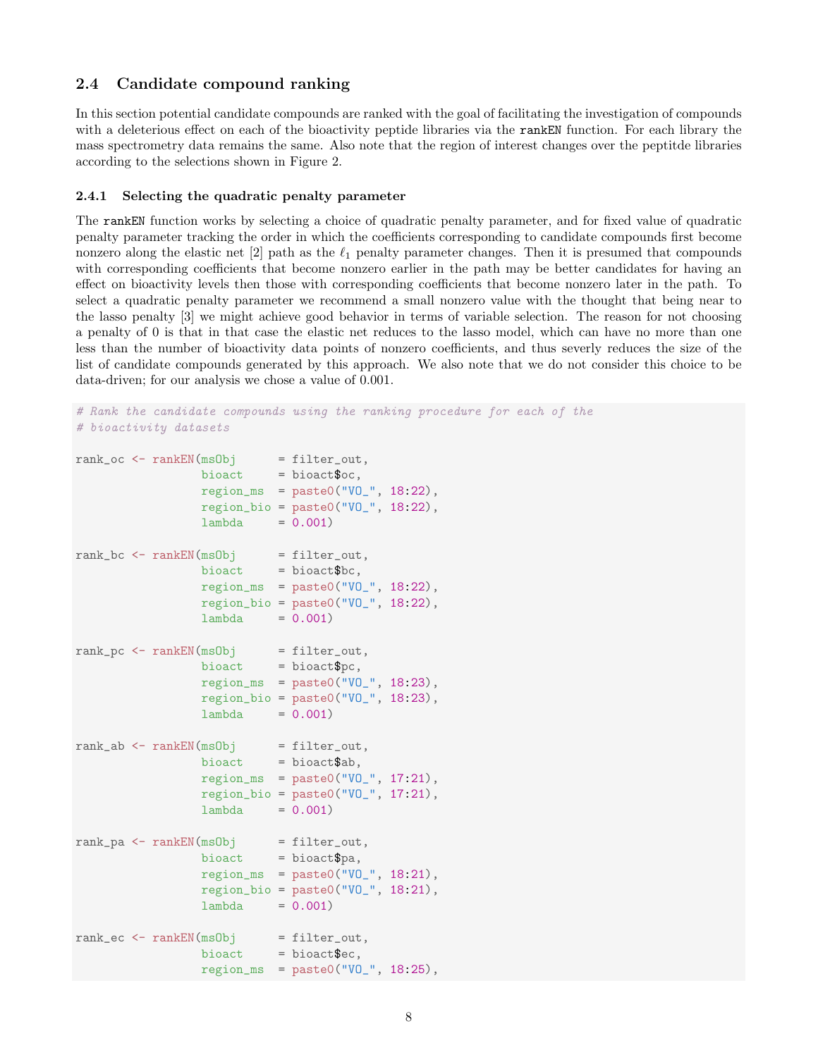## 2.4 Candidate compound ranking

In this section potential candidate compounds are ranked with the goal of facilitating the investigation of compounds with a deleterious effect on each of the bioactivity peptide libraries via the `rankEN` function. For each library the mass spectrometry data remains the same. Also note that the region of interest changes over the peptitde libraries according to the selections shown in Figure 2.

### 2.4.1 Selecting the quadratic penalty parameter

The `rankEN` function works by selecting a choice of quadratic penalty parameter, and for fixed value of quadratic penalty parameter tracking the order in which the coefficients corresponding to candidate compounds first become nonzero along the elastic net [2] path as the $\ell_1$ penalty parameter changes. Then it is presumed that compounds with corresponding coefficients that become nonzero earlier in the path may be better candidates for having an effect on bioactivity levels then those with corresponding coefficients that become nonzero later in the path. To select a quadratic penalty parameter we recommend a small nonzero value with the thought that being near to the lasso penalty [3] we might achieve good behavior in terms of variable selection. The reason for not choosing a penalty of 0 is that in that case the elastic net reduces to the lasso model, which can have no more than one less than the number of bioactivity data points of nonzero coefficients, and thus severly reduces the size of the list of candidate compounds generated by this approach. We also note that we do not consider this choice to be data-driven; for our analysis we chose a value of 0.001.

```
# Rank the candidate compounds using the ranking procedure for each of the
# bioactivity datasets

rank_oc <- rankEN(msObj      = filter_out,
                  bioact     = bioact$oc,
                  region_ms  = paste0("VO_", 18:22),
                  region_bio = paste0("VO_", 18:22),
                  lambda     = 0.001)

rank_bc <- rankEN(msObj      = filter_out,
                  bioact     = bioact$bc,
                  region_ms  = paste0("VO_", 18:22),
                  region_bio = paste0("VO_", 18:22),
                  lambda     = 0.001)

rank_pc <- rankEN(msObj      = filter_out,
                  bioact     = bioact$pc,
                  region_ms  = paste0("VO_", 18:23),
                  region_bio = paste0("VO_", 18:23),
                  lambda     = 0.001)

rank_ab <- rankEN(msObj      = filter_out,
                  bioact     = bioact$ab,
                  region_ms  = paste0("VO_", 17:21),
                  region_bio = paste0("VO_", 17:21),
                  lambda     = 0.001)

rank_pa <- rankEN(msObj      = filter_out,
                  bioact     = bioact$pa,
                  region_ms  = paste0("VO_", 18:21),
                  region_bio = paste0("VO_", 18:21),
                  lambda     = 0.001)

rank_ec <- rankEN(msObj      = filter_out,
                  bioact     = bioact$ec,
                  region_ms  = paste0("VO_", 18:25),
```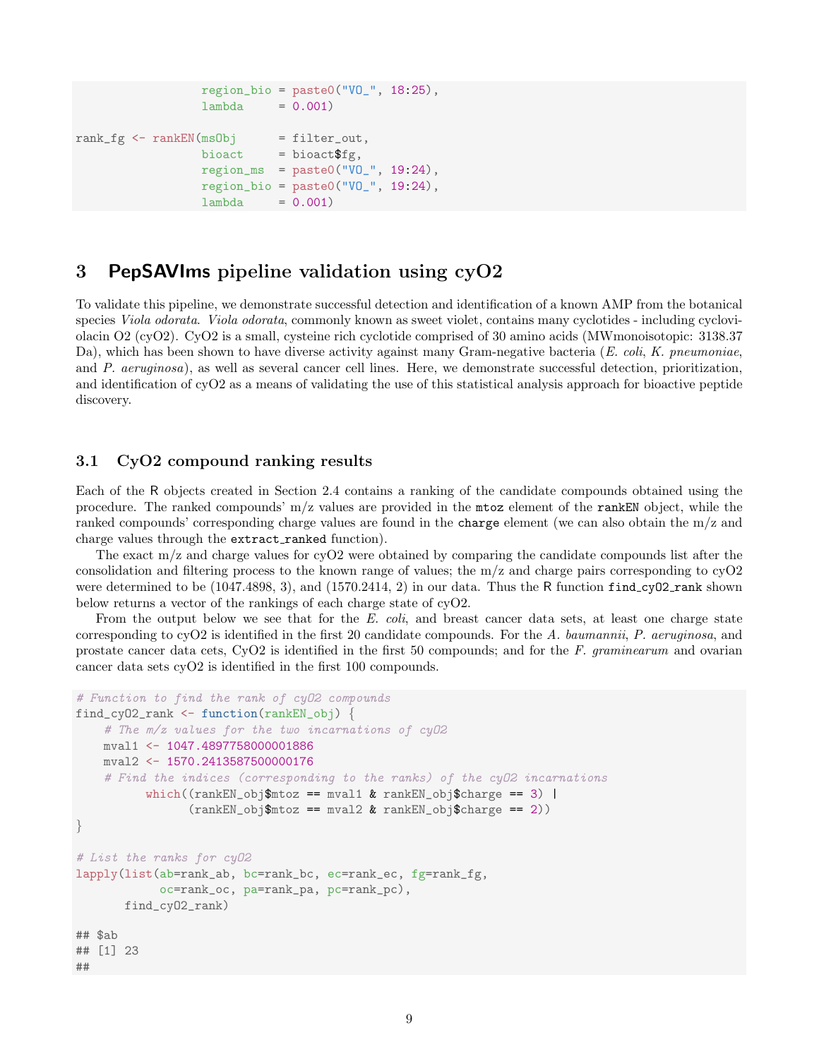```
                 region_bio = paste0("VO_", 18:25),
                 lambda     = 0.001)

rank_fg <- rankEN(msObj      = filter_out,
                 bioact     = bioact$fg,
                 region_ms  = paste0("VO_", 19:24),
                 region_bio = paste0("VO_", 19:24),
                 lambda     = 0.001)
```

# 3 PepSAVIms pipeline validation using cyO2

To validate this pipeline, we demonstrate successful detection and identification of a known AMP from the botanical species *Viola odorata*. *Viola odorata*, commonly known as sweet violet, contains many cyclotides - including cycloviolacin O2 (cyO2). CyO2 is a small, cysteine rich cyclotide comprised of 30 amino acids (MWmonoisotopic: 3138.37 Da), which has been shown to have diverse activity against many Gram-negative bacteria (*E. coli*, *K. pneumoniae*, and *P. aeruginosa*), as well as several cancer cell lines. Here, we demonstrate successful detection, prioritization, and identification of cyO2 as a means of validating the use of this statistical analysis approach for bioactive peptide discovery.

## 3.1 CyO2 compound ranking results

Each of the R objects created in Section 2.4 contains a ranking of the candidate compounds obtained using the procedure. The ranked compounds' m/z values are provided in the `mtoz` element of the `rankEN` object, while the ranked compounds' corresponding charge values are found in the `charge` element (we can also obtain the m/z and charge values through the `extract_ranked` function).

The exact m/z and charge values for cyO2 were obtained by comparing the candidate compounds list after the consolidation and filtering process to the known range of values; the m/z and charge pairs corresponding to cyO2 were determined to be (1047.4898, 3), and (1570.2414, 2) in our data. Thus the R function `find_cyO2_rank` shown below returns a vector of the rankings of each charge state of cyO2.

From the output below we see that for the *E. coli*, and breast cancer data sets, at least one charge state corresponding to cyO2 is identified in the first 20 candidate compounds. For the *A. baumannii*, *P. aeruginosa*, and prostate cancer data cets, CyO2 is identified in the first 50 compounds; and for the *F. graminearum* and ovarian cancer data sets cyO2 is identified in the first 100 compounds.

```
# Function to find the rank of cyO2 compounds
find_cyO2_rank <- function(rankEN_obj) {
    # The m/z values for the two incarnations of cyO2
    mval1 <- 1047.4897758000001886
    mval2 <- 1570.2413587500000176
    # Find the indices (corresponding to the ranks) of the cyO2 incarnations
          which((rankEN_obj$mtoz == mval1 & rankEN_obj$charge == 3) |
                (rankEN_obj$mtoz == mval2 & rankEN_obj$charge == 2))
}

# List the ranks for cyO2
lapply(list(ab=rank_ab, bc=rank_bc, ec=rank_ec, fg=rank_fg,
            oc=rank_oc, pa=rank_pa, pc=rank_pc),
       find_cyO2_rank)

## $ab
## [1] 23
##
```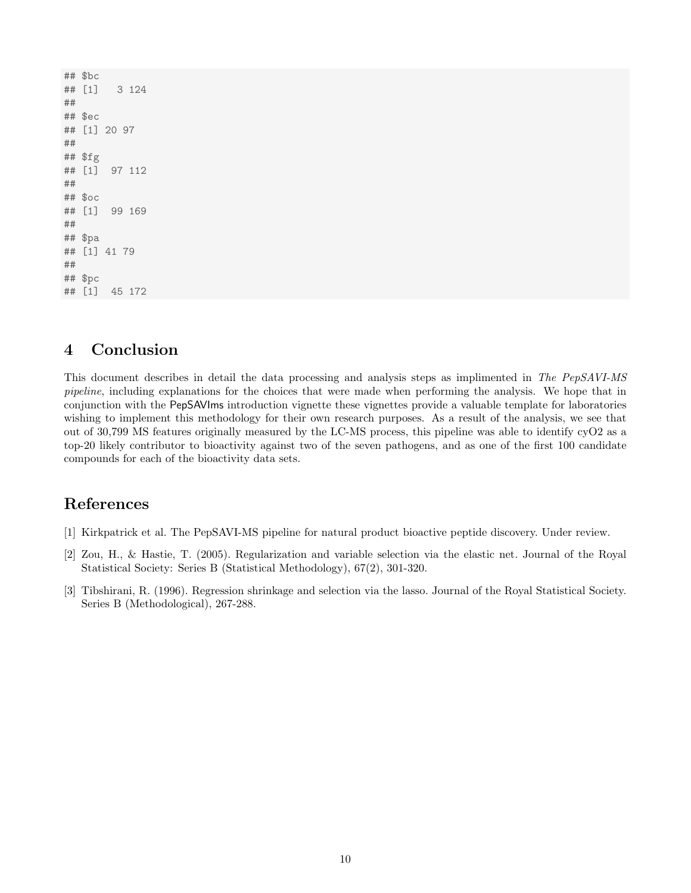```
## $bc
## [1]   3 124
##
## $ec
## [1] 20 97
##
## $fg
## [1]  97 112
##
## $oc
## [1]  99 169
##
## $pa
## [1] 41 79
##
## $pc
## [1]  45 172
```

## 4 Conclusion

This document describes in detail the data processing and analysis steps as implimented in *The PepSAVI-MS pipeline*, including explanations for the choices that were made when performing the analysis. We hope that in conjunction with the PepSAVIms introduction vignette these vignettes provide a valuable template for laboratories wishing to implement this methodology for their own research purposes. As a result of the analysis, we see that out of 30,799 MS features originally measured by the LC-MS process, this pipeline was able to identify cyO2 as a top-20 likely contributor to bioactivity against two of the seven pathogens, and as one of the first 100 candidate compounds for each of the bioactivity data sets.

## References

[1] Kirkpatrick et al. The PepSAVI-MS pipeline for natural product bioactive peptide discovery. Under review.

[2] Zou, H., & Hastie, T. (2005). Regularization and variable selection via the elastic net. Journal of the Royal Statistical Society: Series B (Statistical Methodology), 67(2), 301-320.

[3] Tibshirani, R. (1996). Regression shrinkage and selection via the lasso. Journal of the Royal Statistical Society. Series B (Methodological), 267-288.